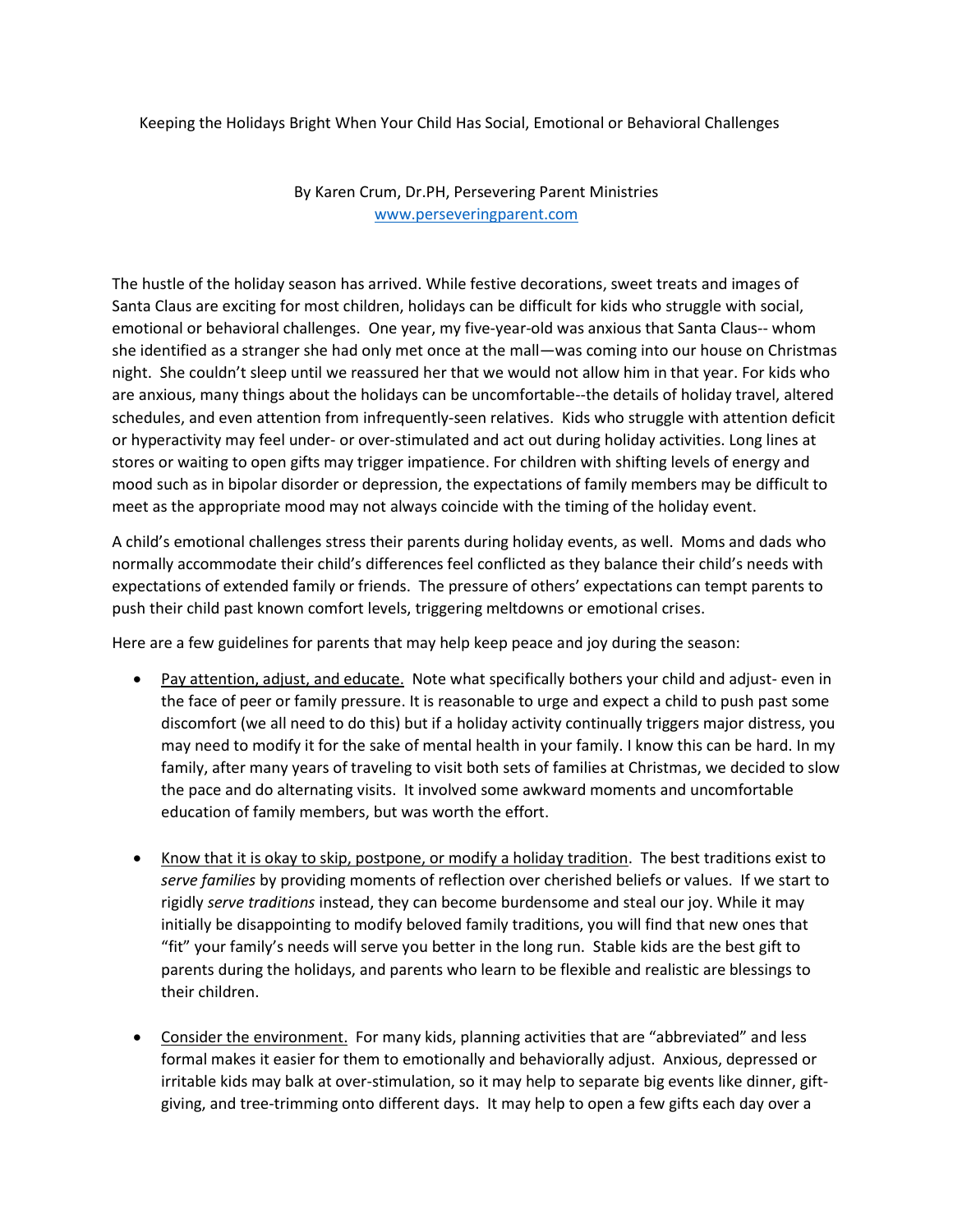# Keeping the Holidays Bright When Your Child Has Social, Emotional or Behavioral Challenges

By Karen Crum, Dr.PH, Persevering Parent Ministries
www.perseveringparent.com

The hustle of the holiday season has arrived. While festive decorations, sweet treats and images of Santa Claus are exciting for most children, holidays can be difficult for kids who struggle with social, emotional or behavioral challenges. One year, my five-year-old was anxious that Santa Claus-- whom she identified as a stranger she had only met once at the mall—was coming into our house on Christmas night. She couldn't sleep until we reassured her that we would not allow him in that year. For kids who are anxious, many things about the holidays can be uncomfortable--the details of holiday travel, altered schedules, and even attention from infrequently-seen relatives. Kids who struggle with attention deficit or hyperactivity may feel under- or over-stimulated and act out during holiday activities. Long lines at stores or waiting to open gifts may trigger impatience. For children with shifting levels of energy and mood such as in bipolar disorder or depression, the expectations of family members may be difficult to meet as the appropriate mood may not always coincide with the timing of the holiday event.

A child's emotional challenges stress their parents during holiday events, as well. Moms and dads who normally accommodate their child's differences feel conflicted as they balance their child's needs with expectations of extended family or friends. The pressure of others' expectations can tempt parents to push their child past known comfort levels, triggering meltdowns or emotional crises.

Here are a few guidelines for parents that may help keep peace and joy during the season:

- <u>Pay attention, adjust, and educate.</u> Note what specifically bothers your child and adjust- even in the face of peer or family pressure. It is reasonable to urge and expect a child to push past some discomfort (we all need to do this) but if a holiday activity continually triggers major distress, you may need to modify it for the sake of mental health in your family. I know this can be hard. In my family, after many years of traveling to visit both sets of families at Christmas, we decided to slow the pace and do alternating visits. It involved some awkward moments and uncomfortable education of family members, but was worth the effort.

- <u>Know that it is okay to skip, postpone, or modify a holiday tradition</u>. The best traditions exist to *serve families* by providing moments of reflection over cherished beliefs or values. If we start to rigidly *serve traditions* instead, they can become burdensome and steal our joy. While it may initially be disappointing to modify beloved family traditions, you will find that new ones that "fit" your family's needs will serve you better in the long run. Stable kids are the best gift to parents during the holidays, and parents who learn to be flexible and realistic are blessings to their children.

- <u>Consider the environment.</u> For many kids, planning activities that are "abbreviated" and less formal makes it easier for them to emotionally and behaviorally adjust. Anxious, depressed or irritable kids may balk at over-stimulation, so it may help to separate big events like dinner, gift-giving, and tree-trimming onto different days. It may help to open a few gifts each day over a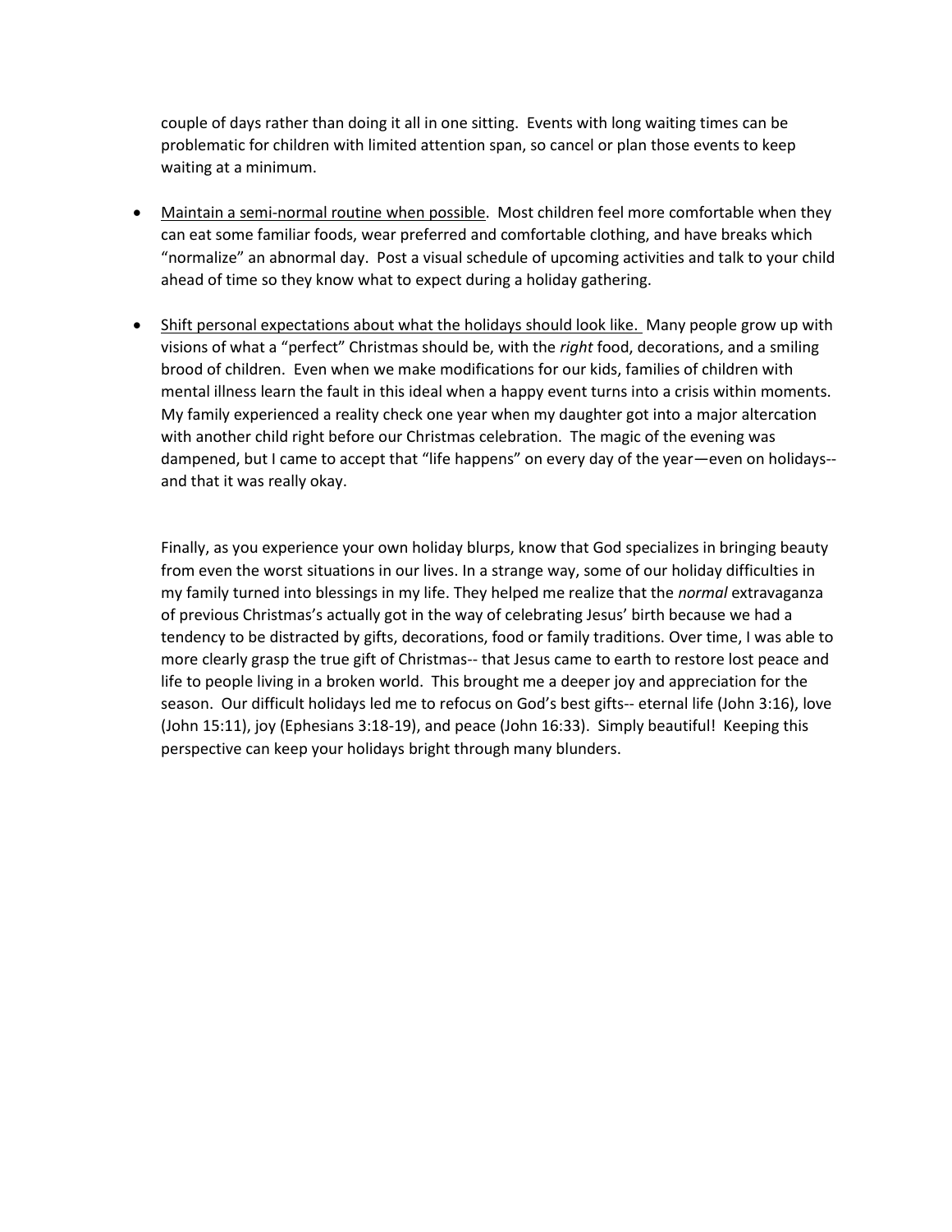couple of days rather than doing it all in one sitting. Events with long waiting times can be problematic for children with limited attention span, so cancel or plan those events to keep waiting at a minimum.

- <u>Maintain a semi-normal routine when possible</u>. Most children feel more comfortable when they can eat some familiar foods, wear preferred and comfortable clothing, and have breaks which "normalize" an abnormal day. Post a visual schedule of upcoming activities and talk to your child ahead of time so they know what to expect during a holiday gathering.

- <u>Shift personal expectations about what the holidays should look like.</u> Many people grow up with visions of what a "perfect" Christmas should be, with the *right* food, decorations, and a smiling brood of children. Even when we make modifications for our kids, families of children with mental illness learn the fault in this ideal when a happy event turns into a crisis within moments. My family experienced a reality check one year when my daughter got into a major altercation with another child right before our Christmas celebration. The magic of the evening was dampened, but I came to accept that "life happens" on every day of the year—even on holidays--and that it was really okay.

Finally, as you experience your own holiday blurps, know that God specializes in bringing beauty from even the worst situations in our lives. In a strange way, some of our holiday difficulties in my family turned into blessings in my life. They helped me realize that the *normal* extravaganza of previous Christmas's actually got in the way of celebrating Jesus' birth because we had a tendency to be distracted by gifts, decorations, food or family traditions. Over time, I was able to more clearly grasp the true gift of Christmas-- that Jesus came to earth to restore lost peace and life to people living in a broken world. This brought me a deeper joy and appreciation for the season. Our difficult holidays led me to refocus on God's best gifts-- eternal life (John 3:16), love (John 15:11), joy (Ephesians 3:18-19), and peace (John 16:33). Simply beautiful! Keeping this perspective can keep your holidays bright through many blunders.